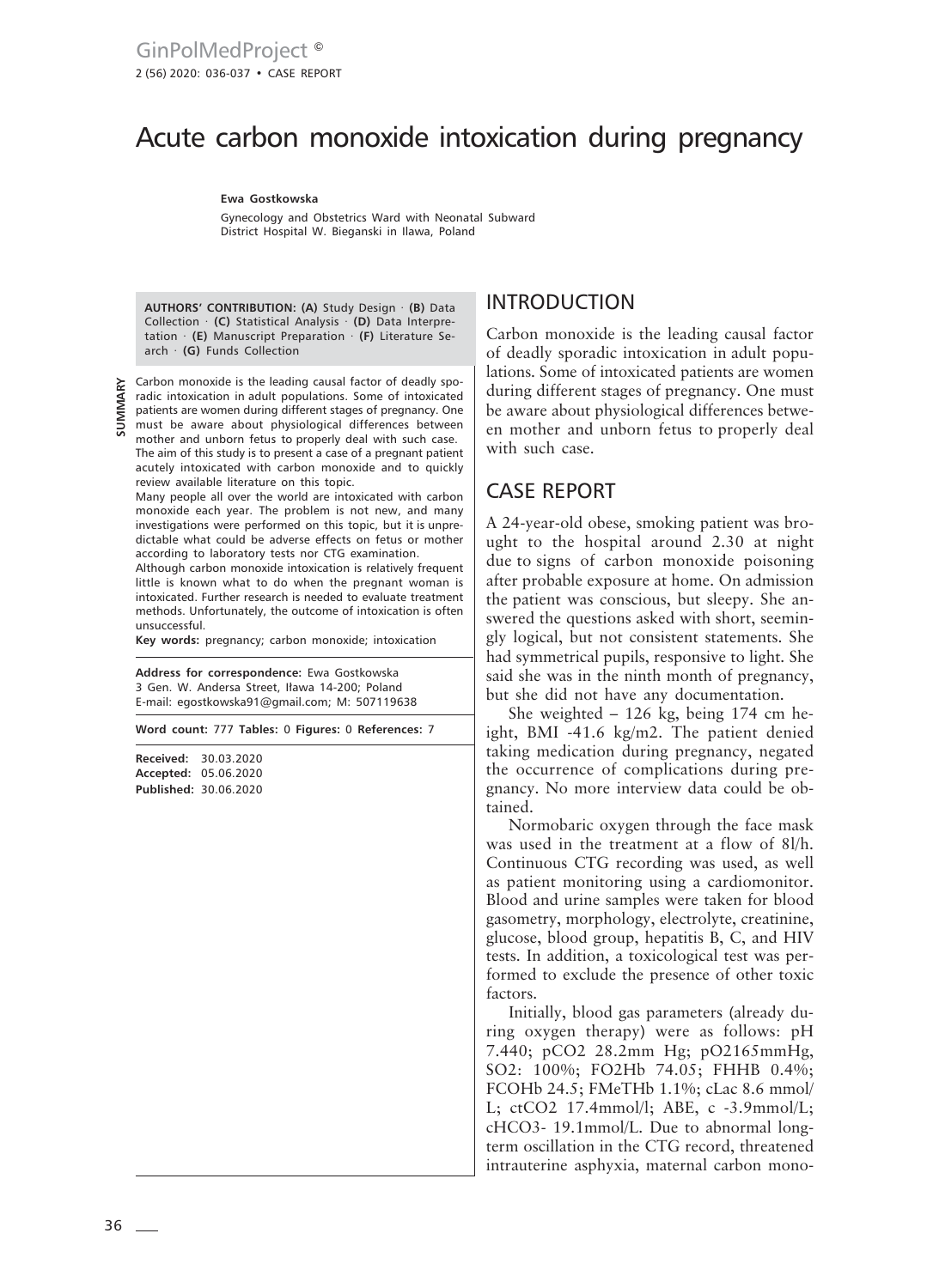# Acute carbon monoxide intoxication during pregnancy

**Ewa Gostkowska**

Gynecology and Obstetrics Ward with Neonatal Subward
District Hospital W. Bieganski in Ilawa, Poland

**AUTHORS' CONTRIBUTION: (A)** Study Design · **(B)** Data Collection · **(C)** Statistical Analysis · **(D)** Data Interpretation · **(E)** Manuscript Preparation · **(F)** Literature Search · **(G)** Funds Collection

**SUMMARY**

Carbon monoxide is the leading causal factor of deadly sporadic intoxication in adult populations. Some of intoxicated patients are women during different stages of pregnancy. One must be aware about physiological differences between mother and unborn fetus to properly deal with such case.

The aim of this study is to present a case of a pregnant patient acutely intoxicated with carbon monoxide and to quickly review available literature on this topic.

Many people all over the world are intoxicated with carbon monoxide each year. The problem is not new, and many investigations were performed on this topic, but it is unpredictable what could be adverse effects on fetus or mother according to laboratory tests nor CTG examination.

Although carbon monoxide intoxication is relatively frequent little is known what to do when the pregnant woman is intoxicated. Further research is needed to evaluate treatment methods. Unfortunately, the outcome of intoxication is often unsuccessful.

**Key words:** pregnancy; carbon monoxide; intoxication

**Address for correspondence:** Ewa Gostkowska
3 Gen. W. Andersa Street, Iława 14-200; Poland
E-mail: egostkowska91@gmail.com; M: 507119638

**Word count:** 777 **Tables:** 0 **Figures:** 0 **References:** 7

**Received:** 30.03.2020
**Accepted:** 05.06.2020
**Published:** 30.06.2020

## INTRODUCTION

Carbon monoxide is the leading causal factor of deadly sporadic intoxication in adult populations. Some of intoxicated patients are women during different stages of pregnancy. One must be aware about physiological differences between mother and unborn fetus to properly deal with such case.

## CASE REPORT

A 24-year-old obese, smoking patient was brought to the hospital around 2.30 at night due to signs of carbon monoxide poisoning after probable exposure at home. On admission the patient was conscious, but sleepy. She answered the questions asked with short, seemingly logical, but not consistent statements. She had symmetrical pupils, responsive to light. She said she was in the ninth month of pregnancy, but she did not have any documentation.

She weighted – 126 kg, being 174 cm height, BMI -41.6 kg/m2. The patient denied taking medication during pregnancy, negated the occurrence of complications during pregnancy. No more interview data could be obtained.

Normobaric oxygen through the face mask was used in the treatment at a flow of 8l/h. Continuous CTG recording was used, as well as patient monitoring using a cardiomonitor. Blood and urine samples were taken for blood gasometry, morphology, electrolyte, creatinine, glucose, blood group, hepatitis B, C, and HIV tests. In addition, a toxicological test was performed to exclude the presence of other toxic factors.

Initially, blood gas parameters (already during oxygen therapy) were as follows: pH 7.440; pCO2 28.2mm Hg; pO2165mmHg, SO2: 100%; FO2Hb 74.05; FHHB 0.4%; FCOHb 24.5; FMeTHb 1.1%; cLac 8.6 mmol/L; ctCO2 17.4mmol/l; ABE, c -3.9mmol/L; cHCO3- 19.1mmol/L. Due to abnormal long-term oscillation in the CTG record, threatened intrauterine asphyxia, maternal carbon mono-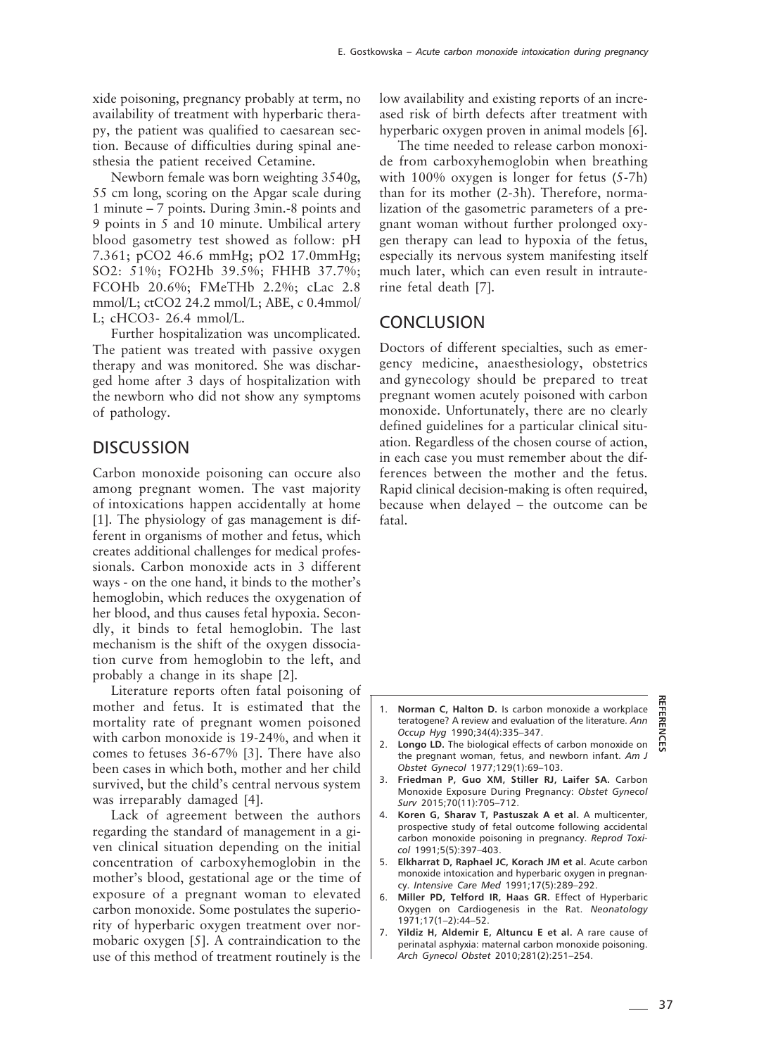xide poisoning, pregnancy probably at term, no availability of treatment with hyperbaric therapy, the patient was qualified to caesarean section. Because of difficulties during spinal anesthesia the patient received Cetamine.

Newborn female was born weighting 3540g, 55 cm long, scoring on the Apgar scale during 1 minute – 7 points. During 3min.-8 points and 9 points in 5 and 10 minute. Umbilical artery blood gasometry test showed as follow: pH 7.361; pCO2 46.6 mmHg; pO2 17.0mmHg; SO2: 51%; FO2Hb 39.5%; FHHB 37.7%; FCOHb 20.6%; FMeTHb 2.2%; cLac 2.8 mmol/L; ctCO2 24.2 mmol/L; ABE, c 0.4mmol/L; cHCO3- 26.4 mmol/L.

Further hospitalization was uncomplicated. The patient was treated with passive oxygen therapy and was monitored. She was discharged home after 3 days of hospitalization with the newborn who did not show any symptoms of pathology.

## DISCUSSION

Carbon monoxide poisoning can occure also among pregnant women. The vast majority of intoxications happen accidentally at home [1]. The physiology of gas management is different in organisms of mother and fetus, which creates additional challenges for medical professionals. Carbon monoxide acts in 3 different ways - on the one hand, it binds to the mother's hemoglobin, which reduces the oxygenation of her blood, and thus causes fetal hypoxia. Secondly, it binds to fetal hemoglobin. The last mechanism is the shift of the oxygen dissociation curve from hemoglobin to the left, and probably a change in its shape [2].

Literature reports often fatal poisoning of mother and fetus. It is estimated that the mortality rate of pregnant women poisoned with carbon monoxide is 19-24%, and when it comes to fetuses 36-67% [3]. There have also been cases in which both, mother and her child survived, but the child's central nervous system was irreparably damaged [4].

Lack of agreement between the authors regarding the standard of management in a given clinical situation depending on the initial concentration of carboxyhemoglobin in the mother's blood, gestational age or the time of exposure of a pregnant woman to elevated carbon monoxide. Some postulates the superiority of hyperbaric oxygen treatment over normobaric oxygen [5]. A contraindication to the use of this method of treatment routinely is the low availability and existing reports of an increased risk of birth defects after treatment with hyperbaric oxygen proven in animal models [6].

The time needed to release carbon monoxide from carboxyhemoglobin when breathing with 100% oxygen is longer for fetus (5-7h) than for its mother (2-3h). Therefore, normalization of the gasometric parameters of a pregnant woman without further prolonged oxygen therapy can lead to hypoxia of the fetus, especially its nervous system manifesting itself much later, which can even result in intrauterine fetal death [7].

## CONCLUSION

Doctors of different specialties, such as emergency medicine, anaesthesiology, obstetrics and gynecology should be prepared to treat pregnant women acutely poisoned with carbon monoxide. Unfortunately, there are no clearly defined guidelines for a particular clinical situation. Regardless of the chosen course of action, in each case you must remember about the differences between the mother and the fetus. Rapid clinical decision-making is often required, because when delayed – the outcome can be fatal.

## REFERENCES

1. **Norman C, Halton D.** Is carbon monoxide a workplace teratogene? A review and evaluation of the literature. *Ann Occup Hyg* 1990;34(4):335–347.
2. **Longo LD.** The biological effects of carbon monoxide on the pregnant woman, fetus, and newborn infant. *Am J Obstet Gynecol* 1977;129(1):69–103.
3. **Friedman P, Guo XM, Stiller RJ, Laifer SA.** Carbon Monoxide Exposure During Pregnancy: *Obstet Gynecol Surv* 2015;70(11):705–712.
4. **Koren G, Sharav T, Pastuszak A et al.** A multicenter, prospective study of fetal outcome following accidental carbon monoxide poisoning in pregnancy. *Reprod Toxicol* 1991;5(5):397–403.
5. **Elkharrat D, Raphael JC, Korach JM et al.** Acute carbon monoxide intoxication and hyperbaric oxygen in pregnancy. *Intensive Care Med* 1991;17(5):289–292.
6. **Miller PD, Telford IR, Haas GR.** Effect of Hyperbaric Oxygen on Cardiogenesis in the Rat. *Neonatology* 1971;17(1–2):44–52.
7. **Yildiz H, Aldemir E, Altuncu E et al.** A rare cause of perinatal asphyxia: maternal carbon monoxide poisoning. *Arch Gynecol Obstet* 2010;281(2):251–254.